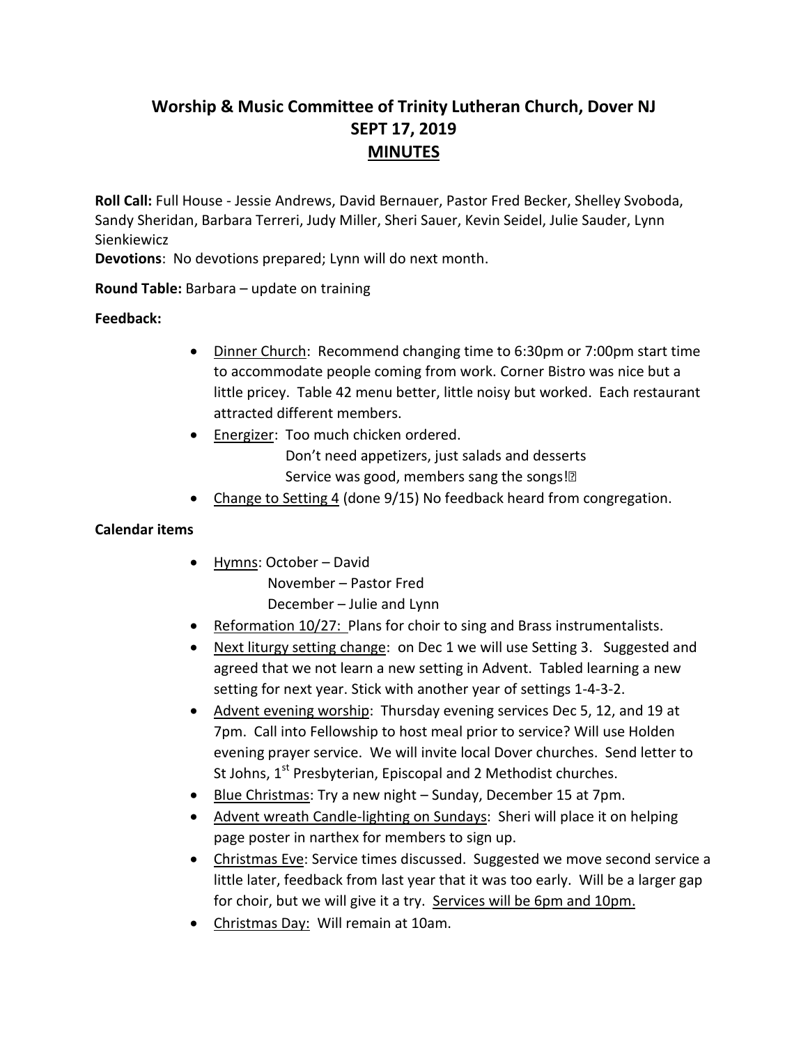# Worship & Music Committee of Trinity Lutheran Church, Dover NJ
## SEPT 17, 2019
## MINUTES

**Roll Call:** Full House - Jessie Andrews, David Bernauer, Pastor Fred Becker, Shelley Svoboda, Sandy Sheridan, Barbara Terreri, Judy Miller, Sheri Sauer, Kevin Seidel, Julie Sauder, Lynn Sienkiewicz

**Devotions**: No devotions prepared; Lynn will do next month.

**Round Table:** Barbara – update on training

**Feedback:**

- Dinner Church: Recommend changing time to 6:30pm or 7:00pm start time to accommodate people coming from work. Corner Bistro was nice but a little pricey. Table 42 menu better, little noisy but worked. Each restaurant attracted different members.
- Energizer: Too much chicken ordered.
  Don't need appetizers, just salads and desserts
  Service was good, members sang the songs!
- Change to Setting 4 (done 9/15) No feedback heard from congregation.

**Calendar items**

- Hymns: October – David
  November – Pastor Fred
  December – Julie and Lynn
- Reformation 10/27: Plans for choir to sing and Brass instrumentalists.
- Next liturgy setting change: on Dec 1 we will use Setting 3. Suggested and agreed that we not learn a new setting in Advent. Tabled learning a new setting for next year. Stick with another year of settings 1-4-3-2.
- Advent evening worship: Thursday evening services Dec 5, 12, and 19 at 7pm. Call into Fellowship to host meal prior to service? Will use Holden evening prayer service. We will invite local Dover churches. Send letter to St Johns, 1st Presbyterian, Episcopal and 2 Methodist churches.
- Blue Christmas: Try a new night – Sunday, December 15 at 7pm.
- Advent wreath Candle-lighting on Sundays: Sheri will place it on helping page poster in narthex for members to sign up.
- Christmas Eve: Service times discussed. Suggested we move second service a little later, feedback from last year that it was too early. Will be a larger gap for choir, but we will give it a try. Services will be 6pm and 10pm.
- Christmas Day: Will remain at 10am.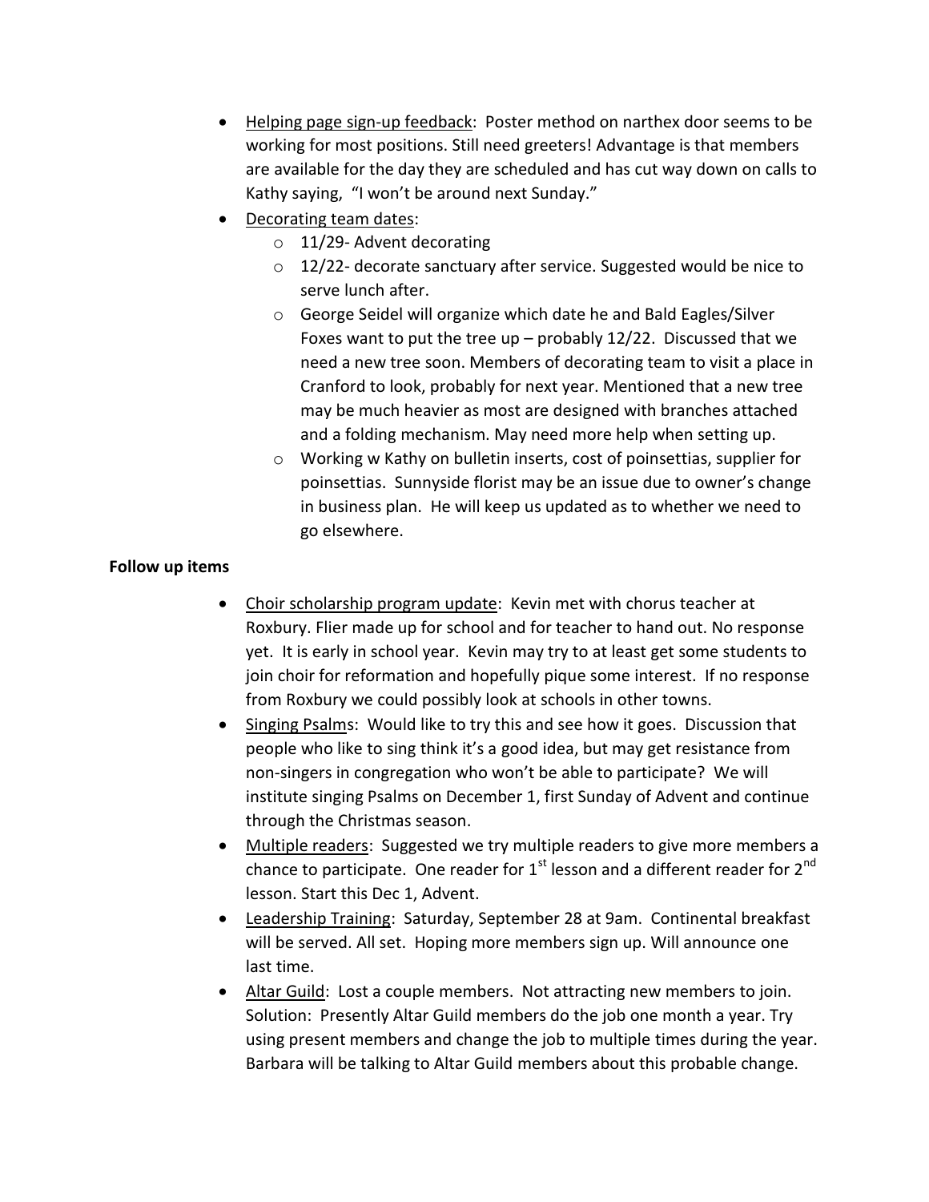- <u>Helping page sign-up feedback</u>: Poster method on narthex door seems to be working for most positions. Still need greeters! Advantage is that members are available for the day they are scheduled and has cut way down on calls to Kathy saying, "I won't be around next Sunday."
- <u>Decorating team dates</u>:
  - 11/29- Advent decorating
  - 12/22- decorate sanctuary after service. Suggested would be nice to serve lunch after.
  - George Seidel will organize which date he and Bald Eagles/Silver Foxes want to put the tree up – probably 12/22. Discussed that we need a new tree soon. Members of decorating team to visit a place in Cranford to look, probably for next year. Mentioned that a new tree may be much heavier as most are designed with branches attached and a folding mechanism. May need more help when setting up.
  - Working w Kathy on bulletin inserts, cost of poinsettias, supplier for poinsettias. Sunnyside florist may be an issue due to owner's change in business plan. He will keep us updated as to whether we need to go elsewhere.

**Follow up items**

- <u>Choir scholarship program update</u>: Kevin met with chorus teacher at Roxbury. Flier made up for school and for teacher to hand out. No response yet. It is early in school year. Kevin may try to at least get some students to join choir for reformation and hopefully pique some interest. If no response from Roxbury we could possibly look at schools in other towns.
- <u>Singing Psalm</u>s: Would like to try this and see how it goes. Discussion that people who like to sing think it's a good idea, but may get resistance from non-singers in congregation who won't be able to participate? We will institute singing Psalms on December 1, first Sunday of Advent and continue through the Christmas season.
- <u>Multiple readers</u>: Suggested we try multiple readers to give more members a chance to participate. One reader for 1st lesson and a different reader for 2nd lesson. Start this Dec 1, Advent.
- <u>Leadership Training</u>: Saturday, September 28 at 9am. Continental breakfast will be served. All set. Hoping more members sign up. Will announce one last time.
- <u>Altar Guild</u>: Lost a couple members. Not attracting new members to join. Solution: Presently Altar Guild members do the job one month a year. Try using present members and change the job to multiple times during the year. Barbara will be talking to Altar Guild members about this probable change.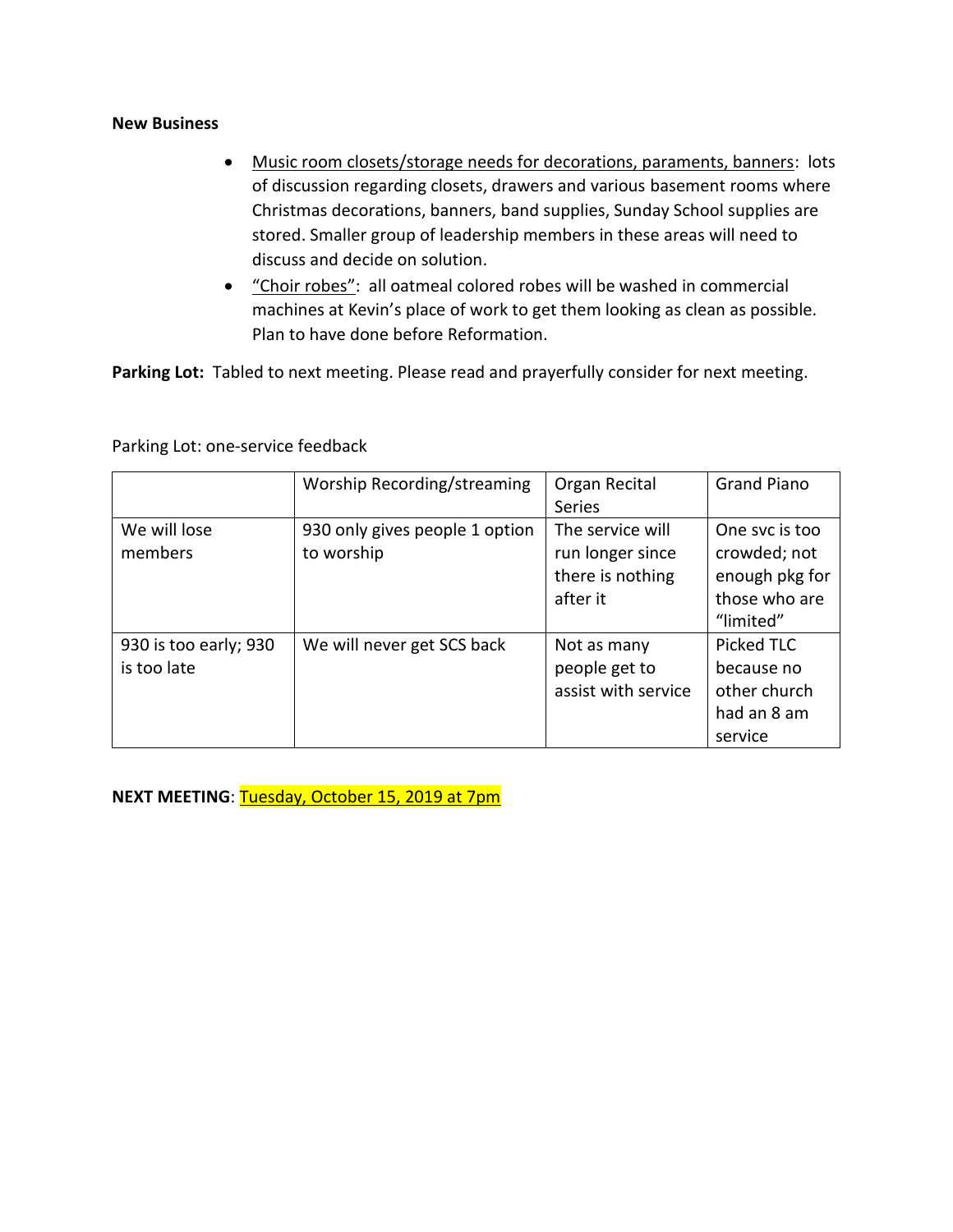**New Business**

- Music room closets/storage needs for decorations, paraments, banners: lots of discussion regarding closets, drawers and various basement rooms where Christmas decorations, banners, band supplies, Sunday School supplies are stored. Smaller group of leadership members in these areas will need to discuss and decide on solution.
- "Choir robes": all oatmeal colored robes will be washed in commercial machines at Kevin's place of work to get them looking as clean as possible. Plan to have done before Reformation.

**Parking Lot:** Tabled to next meeting. Please read and prayerfully consider for next meeting.

Parking Lot: one-service feedback

| | Worship Recording/streaming | Organ Recital Series | Grand Piano |
|---|---|---|---|
| We will lose members | 930 only gives people 1 option to worship | The service will run longer since there is nothing after it | One svc is too crowded; not enough pkg for those who are "limited" |
| 930 is too early; 930 is too late | We will never get SCS back | Not as many people get to assist with service | Picked TLC because no other church had an 8 am service |

**NEXT MEETING**: Tuesday, October 15, 2019 at 7pm